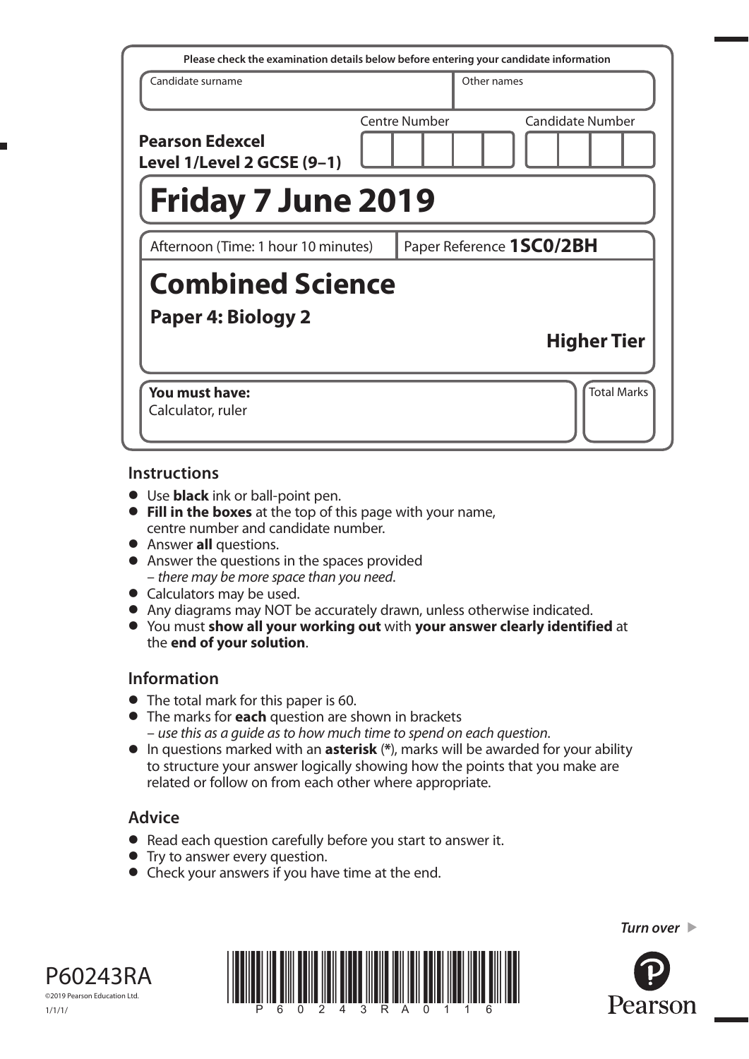Please check the examination details below before entering your candidate information

| Candidate surname | Other names |
|---|---|
| | |

**Pearson Edexcel Level 1/Level 2 GCSE (9–1)**

Centre Number | Candidate Number

# Friday 7 June 2019

Afternoon (Time: 1 hour 10 minutes) | Paper Reference **1SC0/2BH**

# Combined Science

## Paper 4: Biology 2

**Higher Tier**

**You must have:**
Calculator, ruler

Total Marks

## Instructions

- Use **black** ink or ball-point pen.
- **Fill in the boxes** at the top of this page with your name, centre number and candidate number.
- Answer **all** questions.
- Answer the questions in the spaces provided – *there may be more space than you need*.
- Calculators may be used.
- Any diagrams may NOT be accurately drawn, unless otherwise indicated.
- You must **show all your working out** with **your answer clearly identified** at the **end of your solution**.

## Information

- The total mark for this paper is 60.
- The marks for **each** question are shown in brackets – *use this as a guide as to how much time to spend on each question*.
- In questions marked with an **asterisk** (*), marks will be awarded for your ability to structure your answer logically showing how the points that you make are related or follow on from each other where appropriate.

## Advice

- Read each question carefully before you start to answer it.
- Try to answer every question.
- Check your answers if you have time at the end.

*Turn over*

P60243RA

©2019 Pearson Education Ltd.

1/1/1/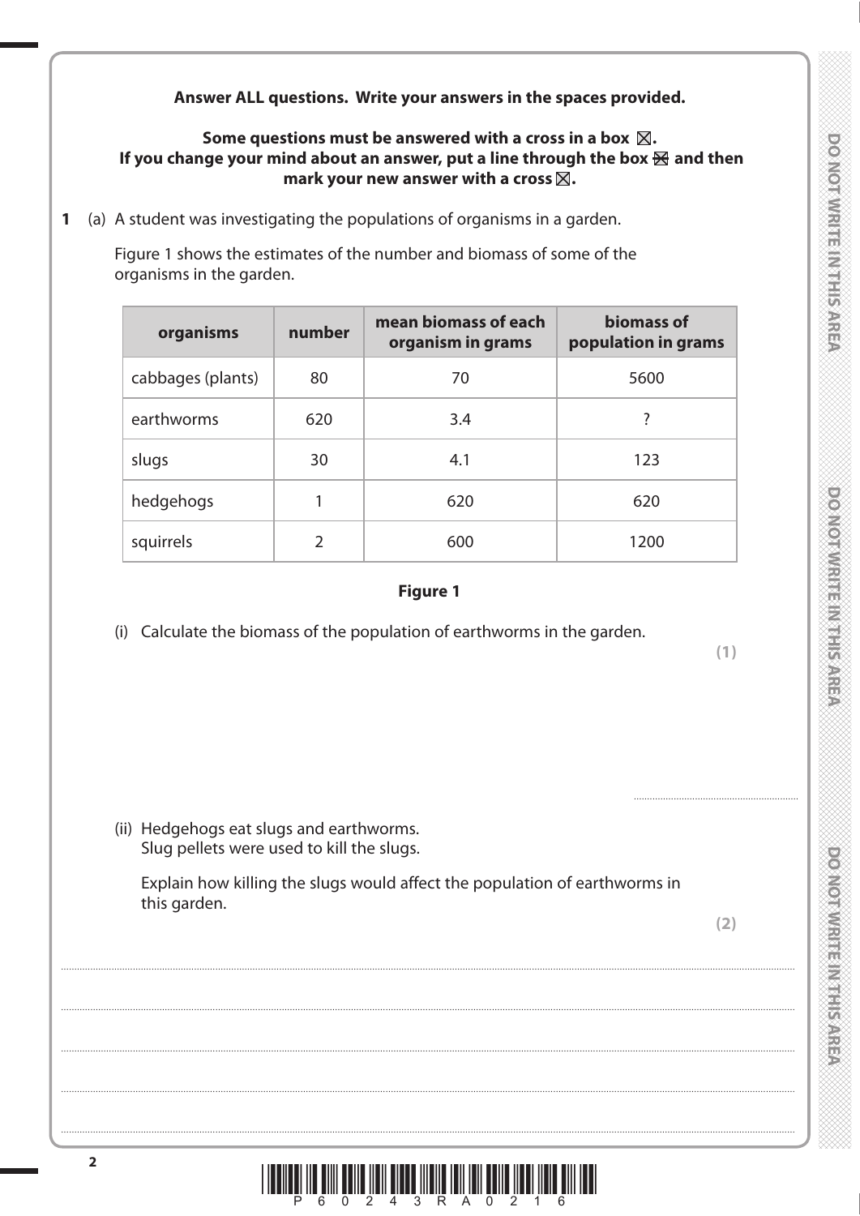**Answer ALL questions. Write your answers in the spaces provided.**

**Some questions must be answered with a cross in a box ☒. If you change your mind about an answer, put a line through the box ☒ and then mark your new answer with a cross ☒.**

**1** (a) A student was investigating the populations of organisms in a garden.

Figure 1 shows the estimates of the number and biomass of some of the organisms in the garden.

| organisms | number | mean biomass of each organism in grams | biomass of population in grams |
|---|---|---|---|
| cabbages (plants) | 80 | 70 | 5600 |
| earthworms | 620 | 3.4 | ? |
| slugs | 30 | 4.1 | 123 |
| hedgehogs | 1 | 620 | 620 |
| squirrels | 2 | 600 | 1200 |

**Figure 1**

(i) Calculate the biomass of the population of earthworms in the garden.

**(1)**

..........................................

(ii) Hedgehogs eat slugs and earthworms.
Slug pellets were used to kill the slugs.

Explain how killing the slugs would affect the population of earthworms in this garden.

**(2)**

....................................................................................................................................

....................................................................................................................................

....................................................................................................................................

....................................................................................................................................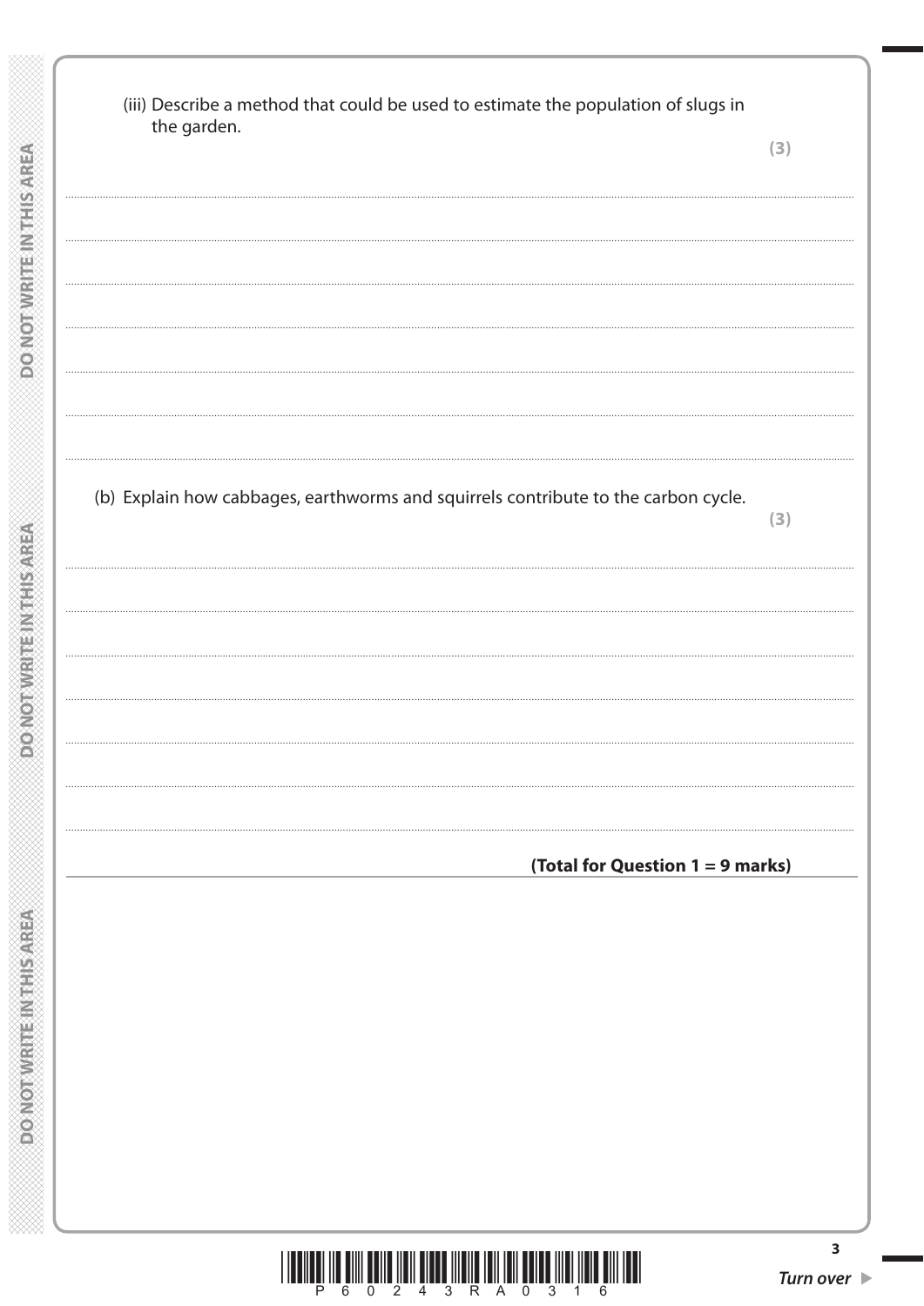(iii) Describe a method that could be used to estimate the population of slugs in the garden.

**(3)**

..............................................................................................................................................

..............................................................................................................................................

..............................................................................................................................................

..............................................................................................................................................

..............................................................................................................................................

..............................................................................................................................................

(b) Explain how cabbages, earthworms and squirrels contribute to the carbon cycle.

**(3)**

..............................................................................................................................................

..............................................................................................................................................

..............................................................................................................................................

..............................................................................................................................................

..............................................................................................................................................

..............................................................................................................................................

**(Total for Question 1 = 9 marks)**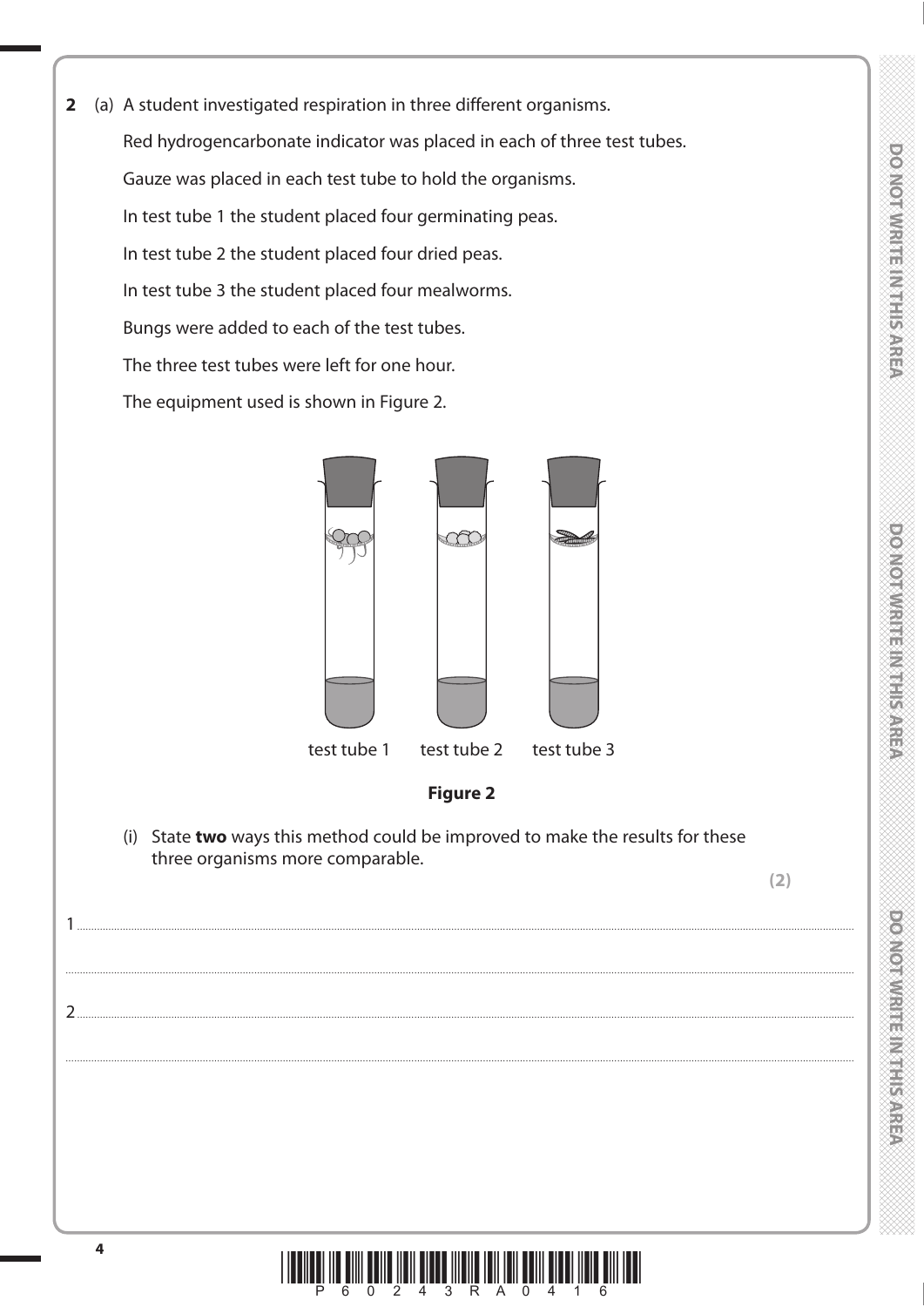**2** (a) A student investigated respiration in three different organisms.

Red hydrogencarbonate indicator was placed in each of three test tubes.

Gauze was placed in each test tube to hold the organisms.

In test tube 1 the student placed four germinating peas.

In test tube 2 the student placed four dried peas.

In test tube 3 the student placed four mealworms.

Bungs were added to each of the test tubes.

The three test tubes were left for one hour.

The equipment used is shown in Figure 2.

test tube 1 test tube 2 test tube 3

**Figure 2**

(i) State **two** ways this method could be improved to make the results for these three organisms more comparable.

**(2)**

1 ..............................................................................................................................................................

..............................................................................................................................................................

2 ..............................................................................................................................................................

..............................................................................................................................................................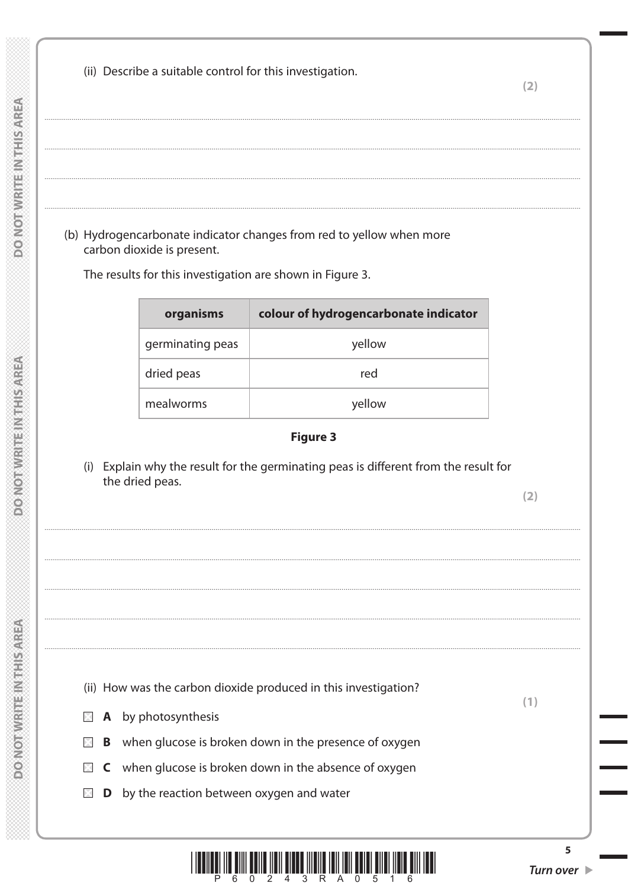(ii) Describe a suitable control for this investigation.

**(2)**

.......................................................................................................................................................................................................................................................................................

.......................................................................................................................................................................................................................................................................................

.......................................................................................................................................................................................................................................................................................

(b) Hydrogencarbonate indicator changes from red to yellow when more carbon dioxide is present.

The results for this investigation are shown in Figure 3.

| organisms | colour of hydrogencarbonate indicator |
|---|---|
| germinating peas | yellow |
| dried peas | red |
| mealworms | yellow |

**Figure 3**

(i) Explain why the result for the germinating peas is different from the result for the dried peas.

**(2)**

.......................................................................................................................................................................................................................................................................................

.......................................................................................................................................................................................................................................................................................

.......................................................................................................................................................................................................................................................................................

.......................................................................................................................................................................................................................................................................................

(ii) How was the carbon dioxide produced in this investigation?

**(1)**

- ☒ **A** by photosynthesis
- ☒ **B** when glucose is broken down in the presence of oxygen
- ☒ **C** when glucose is broken down in the absence of oxygen
- ☒ **D** by the reaction between oxygen and water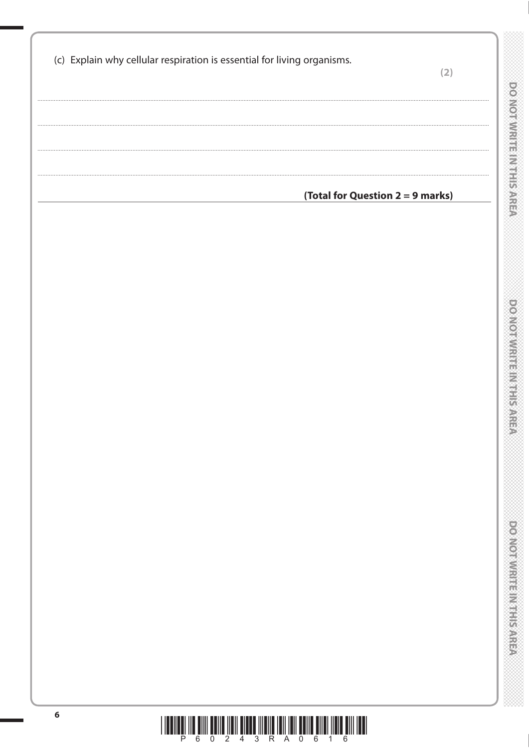(c) Explain why cellular respiration is essential for living organisms.

**(2)**

.......................................................................................................................................................................................................

.......................................................................................................................................................................................................

.......................................................................................................................................................................................................

.......................................................................................................................................................................................................

**(Total for Question 2 = 9 marks)**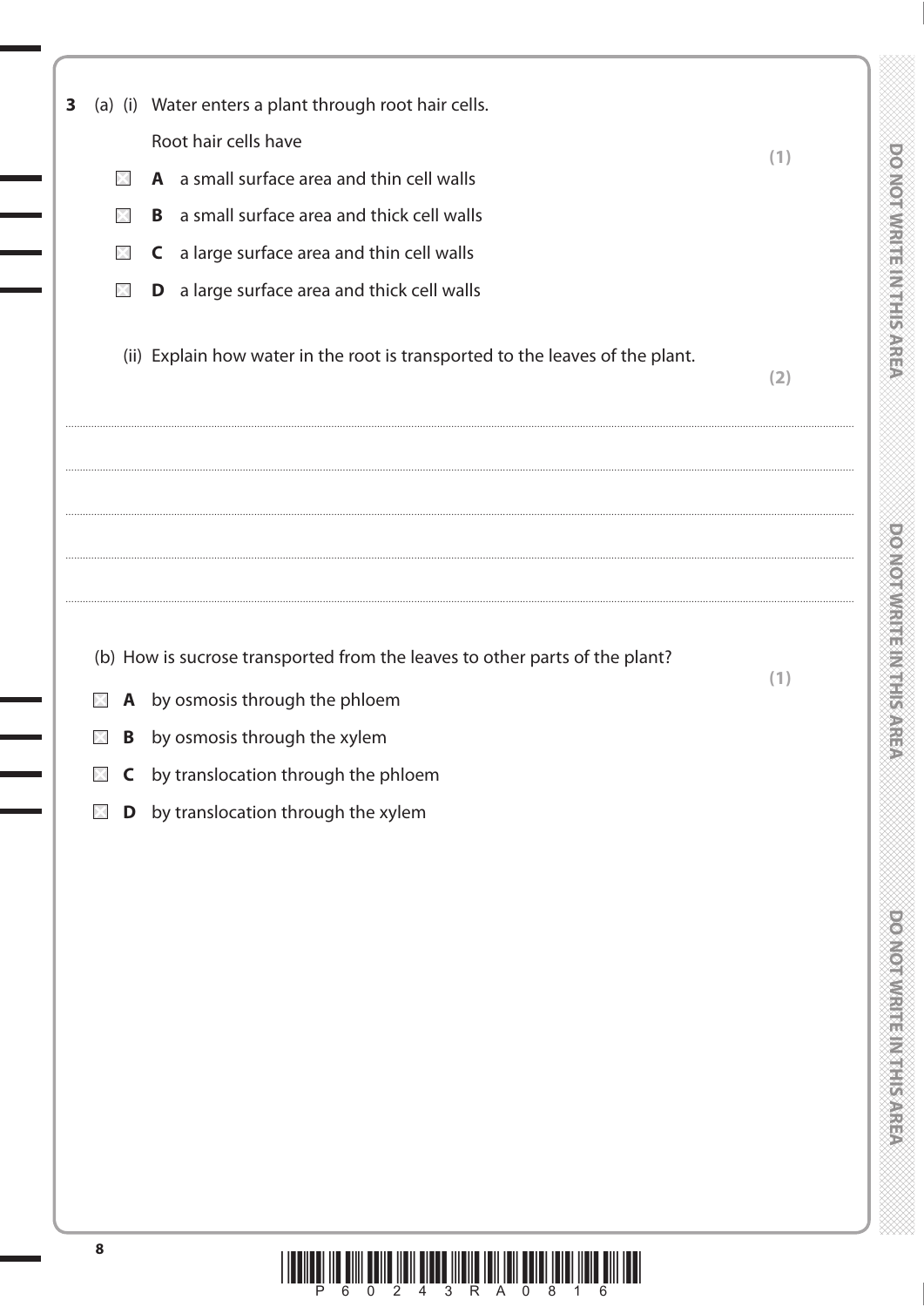**3** (a) (i) Water enters a plant through root hair cells.

Root hair cells have **(1)**

- ☐ **A** a small surface area and thin cell walls
- ☐ **B** a small surface area and thick cell walls
- ☐ **C** a large surface area and thin cell walls
- ☐ **D** a large surface area and thick cell walls

(ii) Explain how water in the root is transported to the leaves of the plant. **(2)**

.......................................................................................................................................................

.......................................................................................................................................................

.......................................................................................................................................................

.......................................................................................................................................................

(b) How is sucrose transported from the leaves to other parts of the plant? **(1)**

- ☐ **A** by osmosis through the phloem
- ☐ **B** by osmosis through the xylem
- ☐ **C** by translocation through the phloem
- ☐ **D** by translocation through the xylem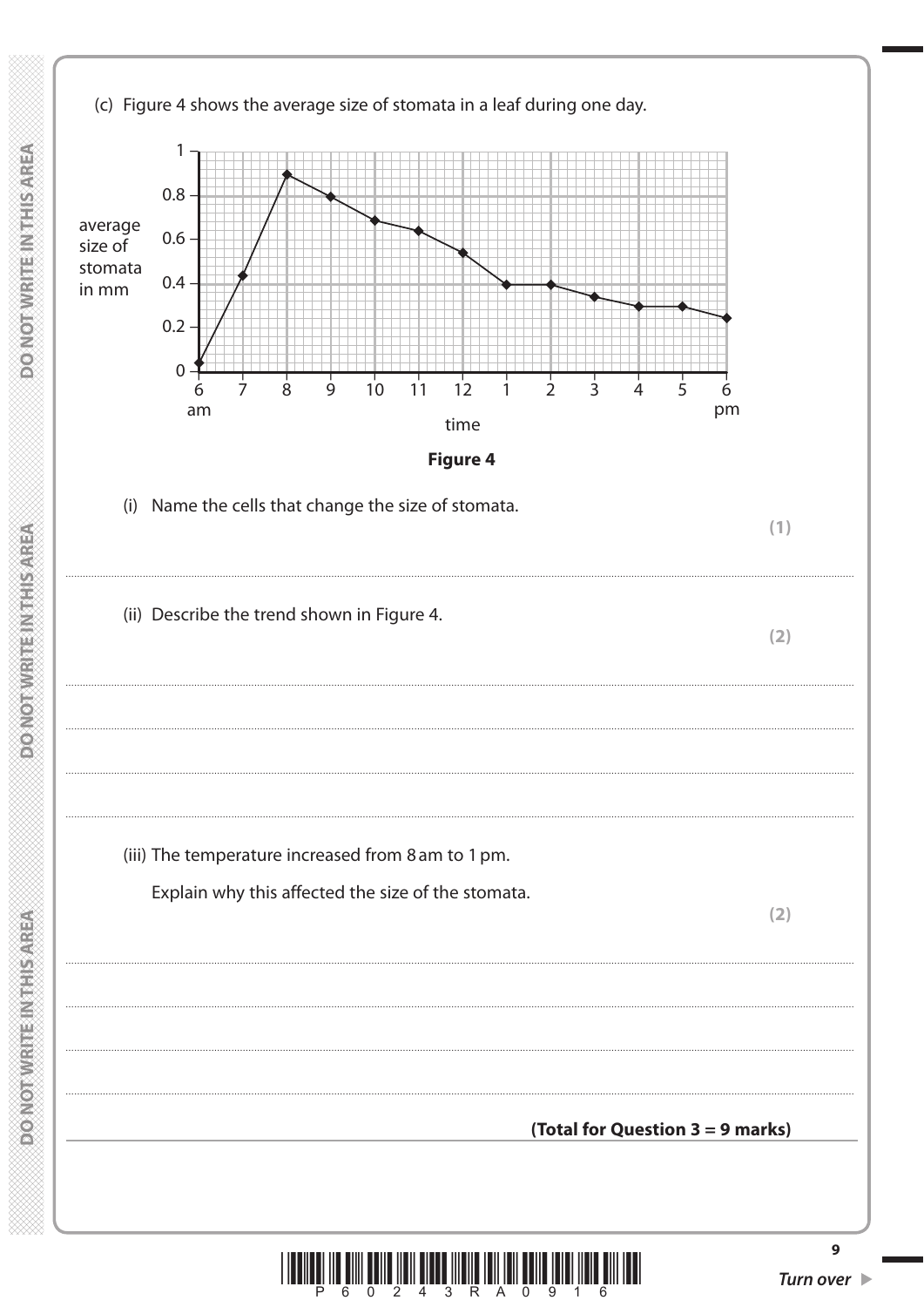(c) Figure 4 shows the average size of stomata in a leaf during one day.

**Figure 4**

(i) Name the cells that change the size of stomata.

**(1)**

.......................................................................................................................................................................................

(ii) Describe the trend shown in Figure 4.

**(2)**

.......................................................................................................................................................................................

.......................................................................................................................................................................................

.......................................................................................................................................................................................

(iii) The temperature increased from 8 am to 1 pm.

Explain why this affected the size of the stomata.

**(2)**

.......................................................................................................................................................................................

.......................................................................................................................................................................................

.......................................................................................................................................................................................

.......................................................................................................................................................................................

**(Total for Question 3 = 9 marks)**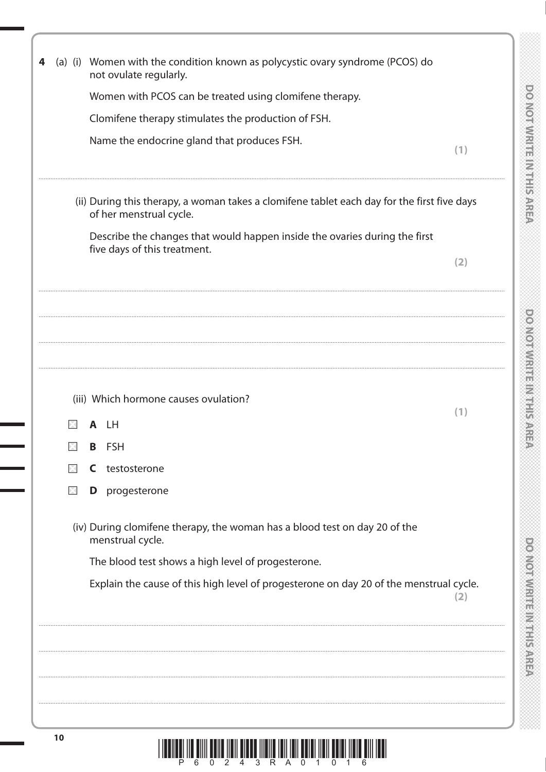**4** (a) (i) Women with the condition known as polycystic ovary syndrome (PCOS) do not ovulate regularly.

Women with PCOS can be treated using clomifene therapy.

Clomifene therapy stimulates the production of FSH.

Name the endocrine gland that produces FSH.

**(1)**

..............................................................................................................................................

(ii) During this therapy, a woman takes a clomifene tablet each day for the first five days of her menstrual cycle.

Describe the changes that would happen inside the ovaries during the first five days of this treatment.

**(2)**

..............................................................................................................................................

..............................................................................................................................................

..............................................................................................................................................

..............................................................................................................................................

(iii) Which hormone causes ovulation?

**(1)**

- ☐ **A** LH
- ☐ **B** FSH
- ☐ **C** testosterone
- ☐ **D** progesterone

(iv) During clomifene therapy, the woman has a blood test on day 20 of the menstrual cycle.

The blood test shows a high level of progesterone.

Explain the cause of this high level of progesterone on day 20 of the menstrual cycle.

**(2)**

..............................................................................................................................................

..............................................................................................................................................

..............................................................................................................................................

..............................................................................................................................................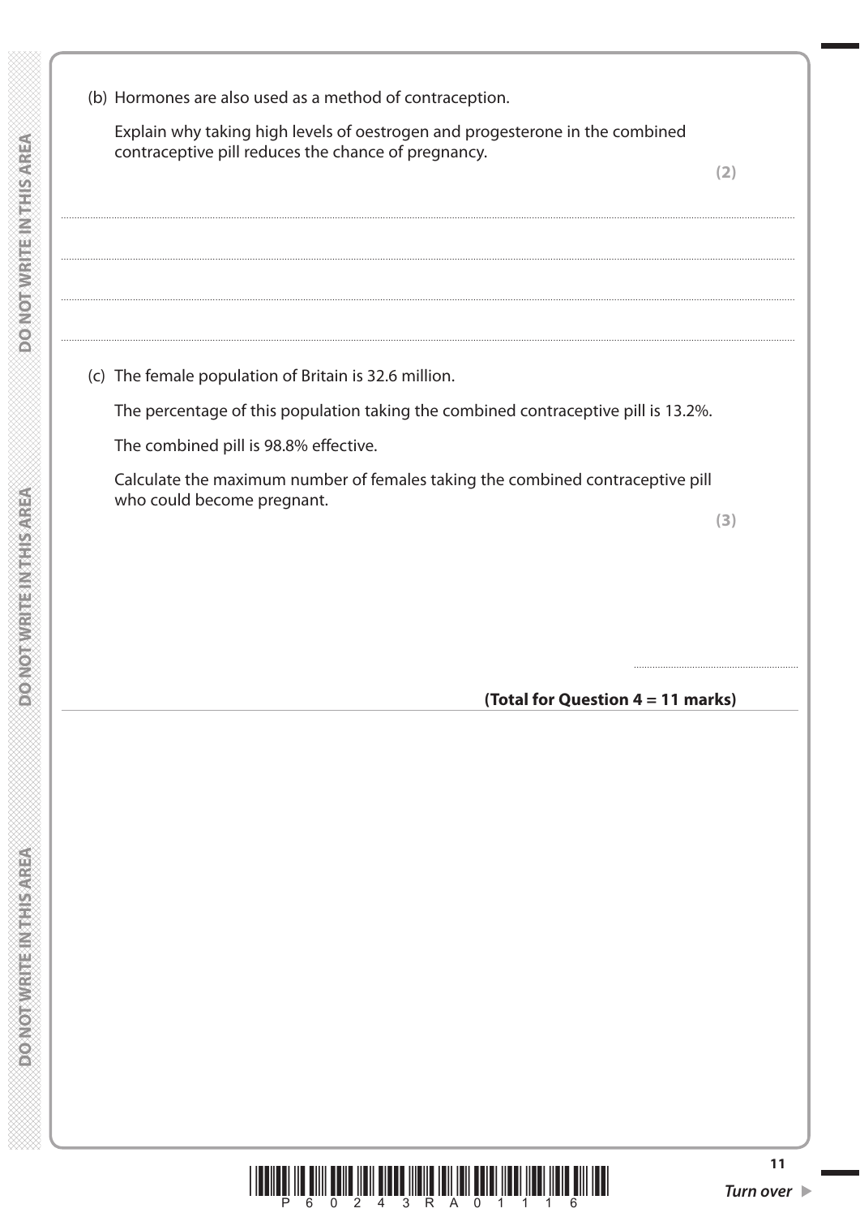(b) Hormones are also used as a method of contraception.

Explain why taking high levels of oestrogen and progesterone in the combined contraceptive pill reduces the chance of pregnancy.

**(2)**

.......................................................................................................................................................................................

.......................................................................................................................................................................................

.......................................................................................................................................................................................

.......................................................................................................................................................................................

(c) The female population of Britain is 32.6 million.

The percentage of this population taking the combined contraceptive pill is 13.2%.

The combined pill is 98.8% effective.

Calculate the maximum number of females taking the combined contraceptive pill who could become pregnant.

**(3)**

..............................................................

**(Total for Question 4 = 11 marks)**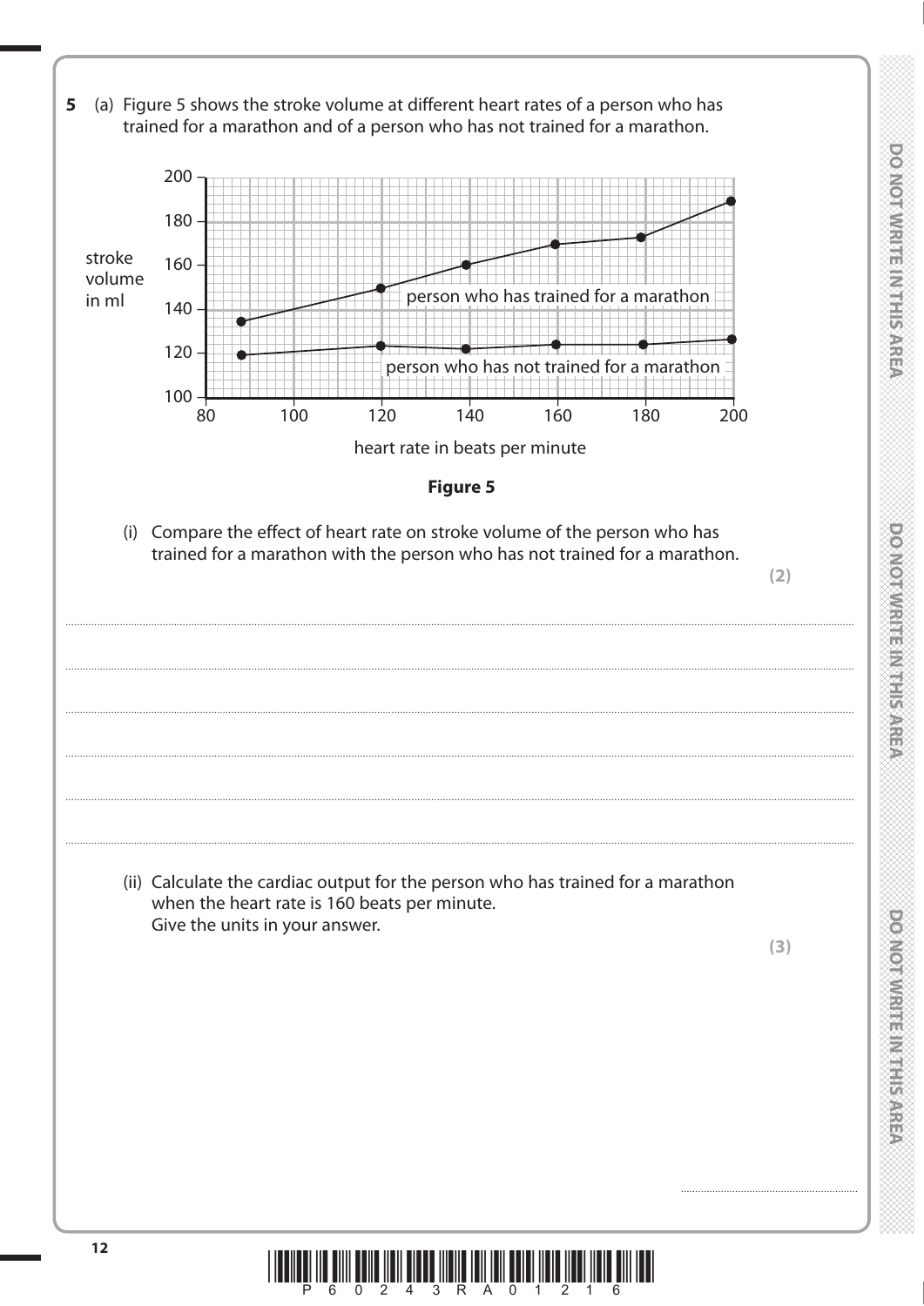**5** (a) Figure 5 shows the stroke volume at different heart rates of a person who has trained for a marathon and of a person who has not trained for a marathon.

**Figure 5**

(i) Compare the effect of heart rate on stroke volume of the person who has trained for a marathon with the person who has not trained for a marathon.

**(2)**

.......................................................................................................................................................................................

.......................................................................................................................................................................................

.......................................................................................................................................................................................

.......................................................................................................................................................................................

.......................................................................................................................................................................................

(ii) Calculate the cardiac output for the person who has trained for a marathon when the heart rate is 160 beats per minute.
Give the units in your answer.

**(3)**

.......................................................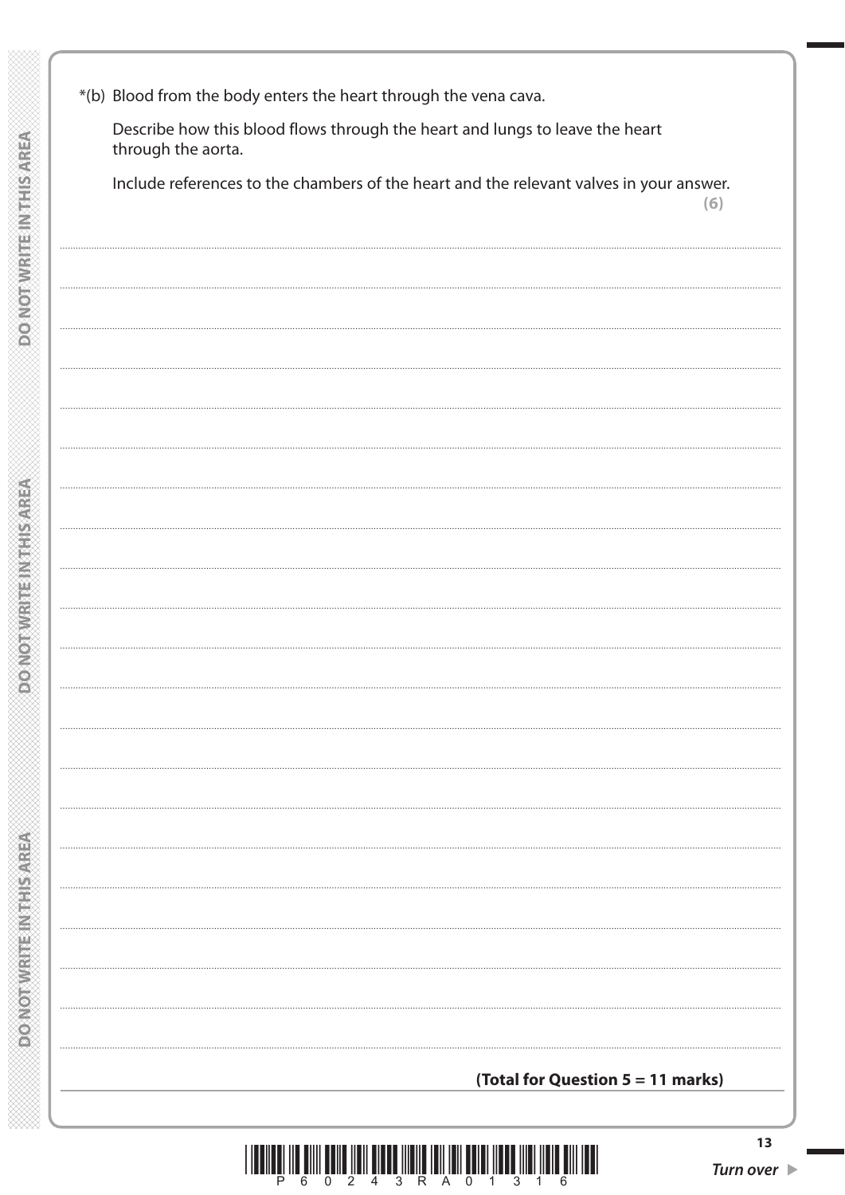*(b) Blood from the body enters the heart through the vena cava.

Describe how this blood flows through the heart and lungs to leave the heart through the aorta.

Include references to the chambers of the heart and the relevant valves in your answer.

**(6)**

**(Total for Question 5 = 11 marks)**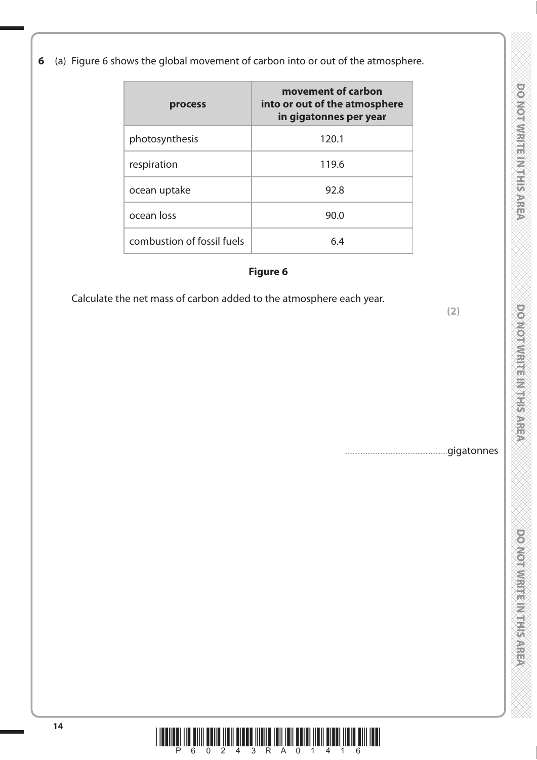**6** (a) Figure 6 shows the global movement of carbon into or out of the atmosphere.

| process | movement of carbon into or out of the atmosphere in gigatonnes per year |
|---|---|
| photosynthesis | 120.1 |
| respiration | 119.6 |
| ocean uptake | 92.8 |
| ocean loss | 90.0 |
| combustion of fossil fuels | 6.4 |

**Figure 6**

Calculate the net mass of carbon added to the atmosphere each year.

**(2)**

..............................................................gigatonnes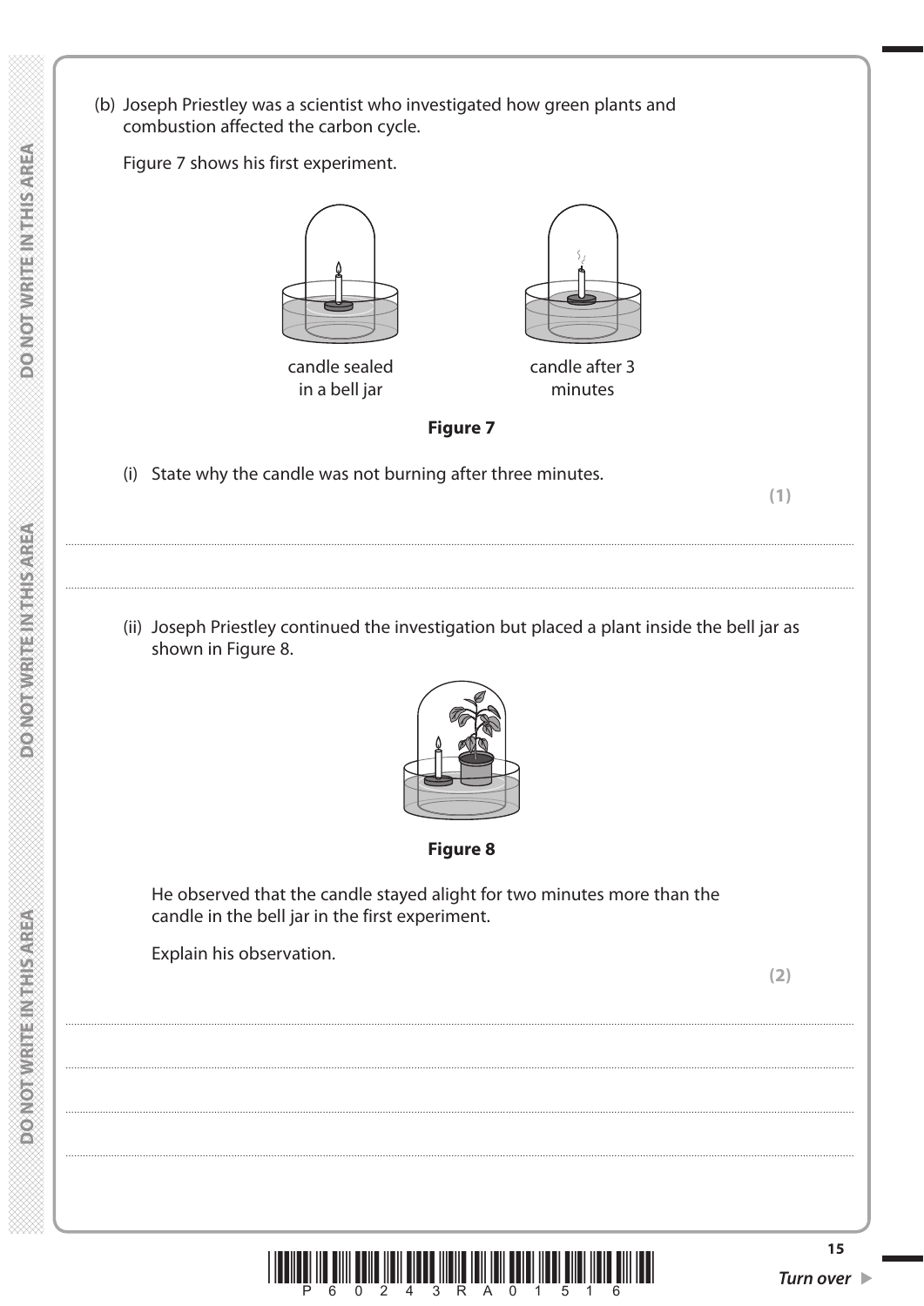(b) Joseph Priestley was a scientist who investigated how green plants and combustion affected the carbon cycle.

Figure 7 shows his first experiment.

candle sealed in a bell jar

candle after 3 minutes

**Figure 7**

(i) State why the candle was not burning after three minutes.

**(1)**

....................................................................................................................................................................................

....................................................................................................................................................................................

(ii) Joseph Priestley continued the investigation but placed a plant inside the bell jar as shown in Figure 8.

**Figure 8**

He observed that the candle stayed alight for two minutes more than the candle in the bell jar in the first experiment.

Explain his observation.

**(2)**

....................................................................................................................................................................................

....................................................................................................................................................................................

....................................................................................................................................................................................

....................................................................................................................................................................................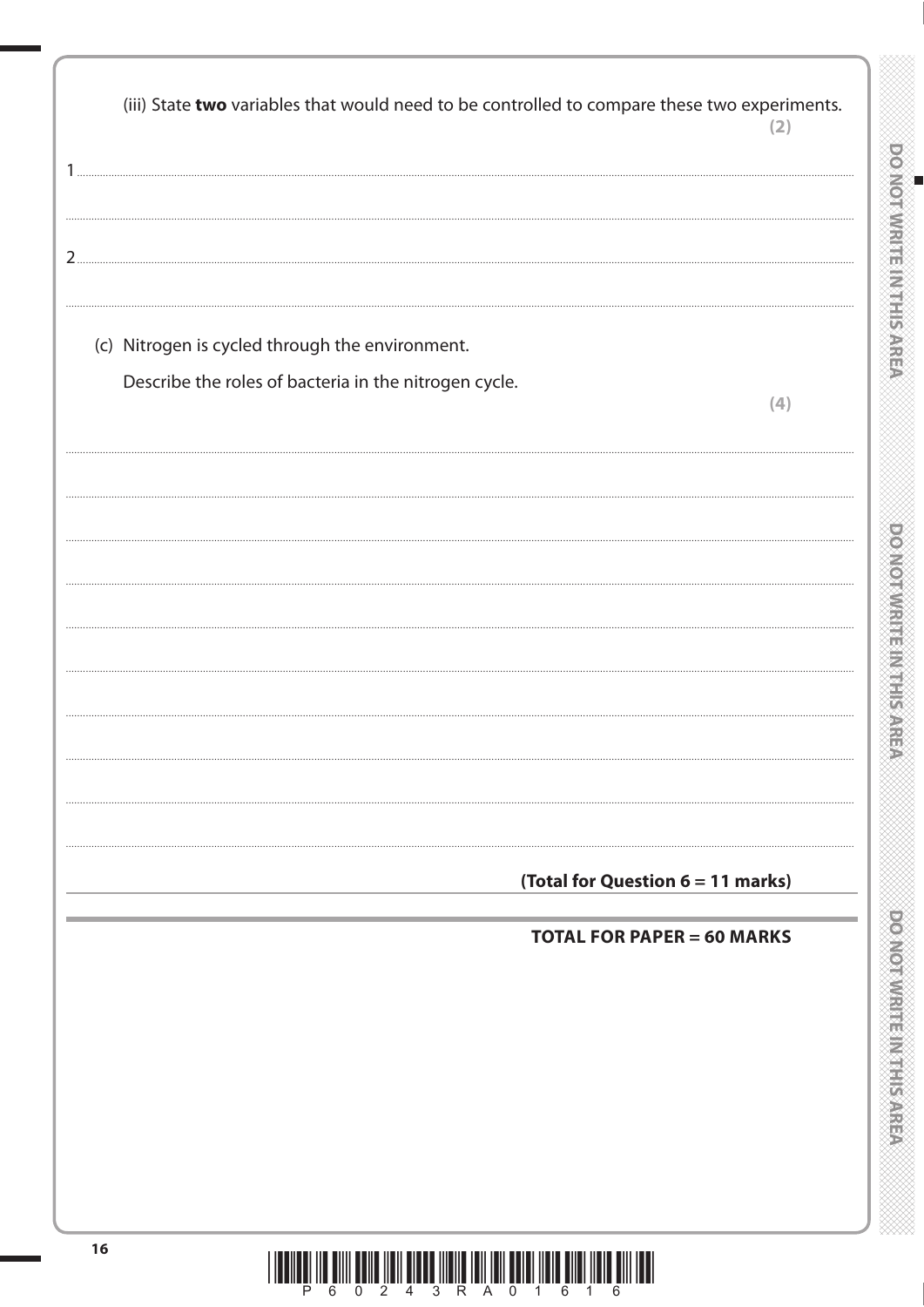(iii) State **two** variables that would need to be controlled to compare these two experiments. **(2)**

1 ..........................................................................................................................................................................

..........................................................................................................................................................................

2 ..........................................................................................................................................................................

..........................................................................................................................................................................

(c) Nitrogen is cycled through the environment.

Describe the roles of bacteria in the nitrogen cycle. **(4)**

..........................................................................................................................................................................

..........................................................................................................................................................................

..........................................................................................................................................................................

..........................................................................................................................................................................

..........................................................................................................................................................................

..........................................................................................................................................................................

..........................................................................................................................................................................

..........................................................................................................................................................................

..........................................................................................................................................................................

**(Total for Question 6 = 11 marks)**

**TOTAL FOR PAPER = 60 MARKS**